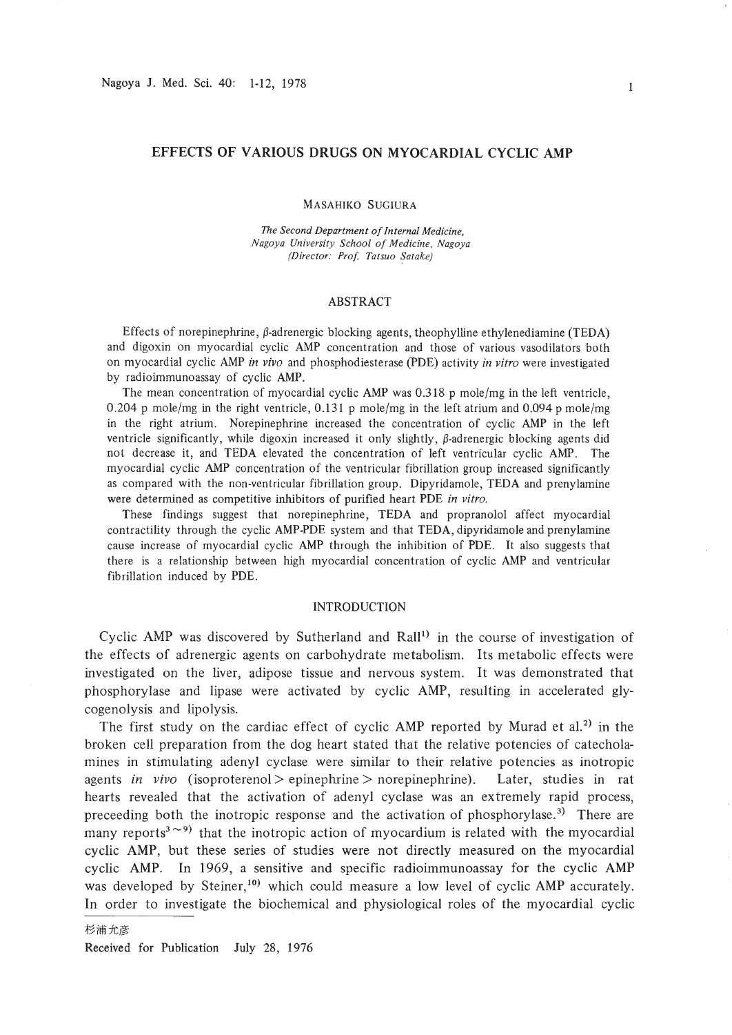# EFFECTS OF VARIOUS DRUGS ON MYOCARDIAL CYCLIC AMP

MASAHIKO SUGIURA

*The Second Department of Internal Medicine,*
*Nagoya University School of Medicine, Nagoya*
*(Director: Prof. Tatsuo Satake)*

## ABSTRACT

Effects of norepinephrine, β-adrenergic blocking agents, theophylline ethylenediamine (TEDA) and digoxin on myocardial cyclic AMP concentration and those of various vasodilators both on myocardial cyclic AMP *in vivo* and phosphodiesterase (PDE) activity *in vitro* were investigated by radioimmunoassay of cyclic AMP.

The mean concentration of myocardial cyclic AMP was 0.318 p mole/mg in the left ventricle, 0.204 p mole/mg in the right ventricle, 0.131 p mole/mg in the left atrium and 0.094 p mole/mg in the right atrium. Norepinephrine increased the concentration of cyclic AMP in the left ventricle significantly, while digoxin increased it only slightly, β-adrenergic blocking agents did not decrease it, and TEDA elevated the concentration of left ventricular cyclic AMP. The myocardial cyclic AMP concentration of the ventricular fibrillation group increased significantly as compared with the non-ventricular fibrillation group. Dipyridamole, TEDA and prenylamine were determined as competitive inhibitors of purified heart PDE *in vitro.*

These findings suggest that norepinephrine, TEDA and propranolol affect myocardial contractility through the cyclic AMP-PDE system and that TEDA, dipyridamole and prenylamine cause increase of myocardial cyclic AMP through the inhibition of PDE. It also suggests that there is a relationship between high myocardial concentration of cyclic AMP and ventricular fibrillation induced by PDE.

## INTRODUCTION

Cyclic AMP was discovered by Sutherland and Rall[1] in the course of investigation of the effects of adrenergic agents on carbohydrate metabolism. Its metabolic effects were investigated on the liver, adipose tissue and nervous system. It was demonstrated that phosphorylase and lipase were activated by cyclic AMP, resulting in accelerated glycogenolysis and lipolysis.

The first study on the cardiac effect of cyclic AMP reported by Murad et al.[2] in the broken cell preparation from the dog heart stated that the relative potencies of catecholamines in stimulating adenyl cyclase were similar to their relative potencies as inotropic agents *in vivo* (isoproterenol > epinephrine > norepinephrine). Later, studies in rat hearts revealed that the activation of adenyl cyclase was an extremely rapid process, preceeding both the inotropic response and the activation of phosphorylase.[3] There are many reports[3~9] that the inotropic action of myocardium is related with the myocardial cyclic AMP, but these series of studies were not directly measured on the myocardial cyclic AMP. In 1969, a sensitive and specific radioimmunoassay for the cyclic AMP was developed by Steiner,[10] which could measure a low level of cyclic AMP accurately. In order to investigate the biochemical and physiological roles of the myocardial cyclic

杉浦允彦

Received for Publication July 28, 1976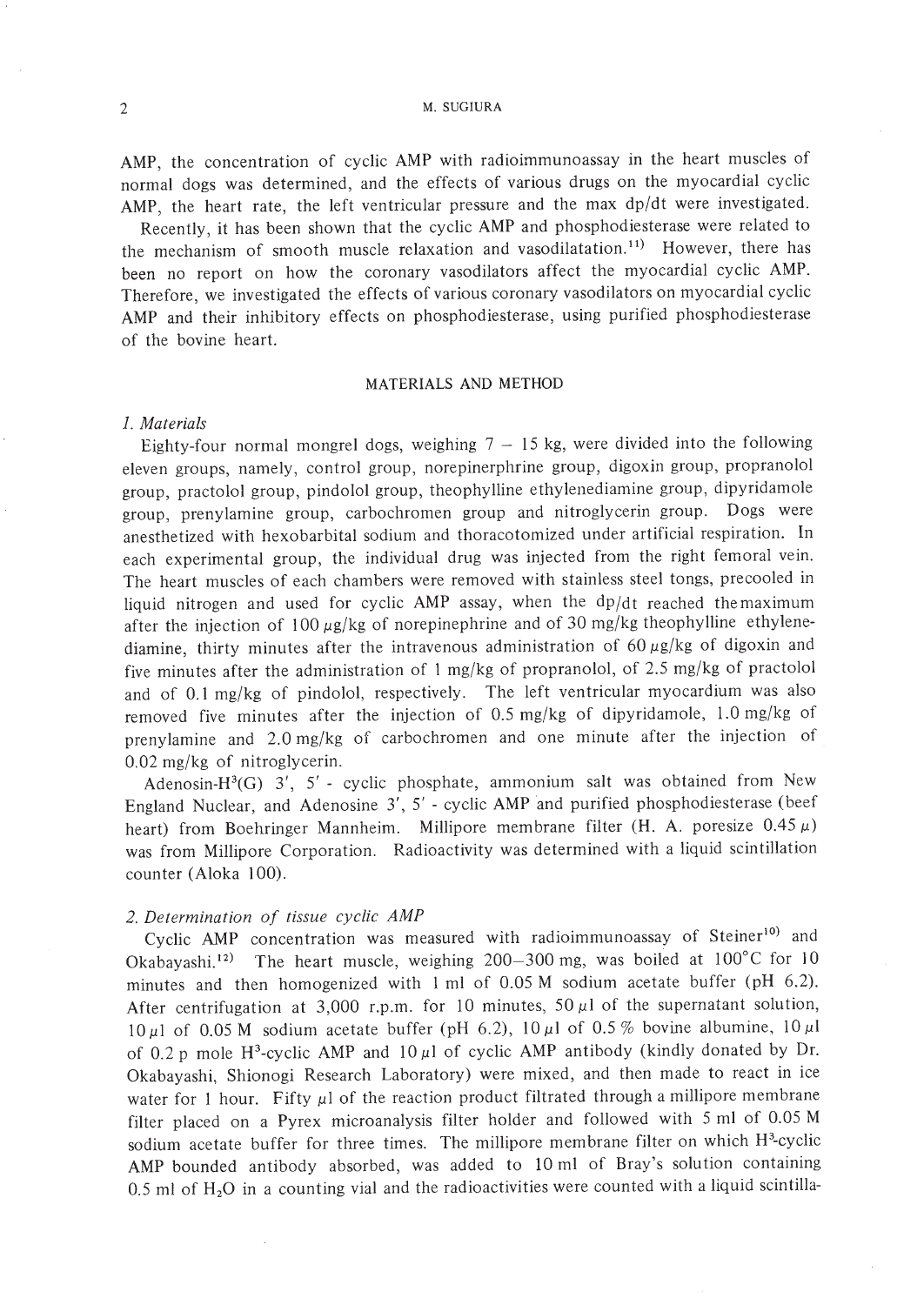AMP, the concentration of cyclic AMP with radioimmunoassay in the heart muscles of normal dogs was determined, and the effects of various drugs on the myocardial cyclic AMP, the heart rate, the left ventricular pressure and the max dp/dt were investigated.

Recently, it has been shown that the cyclic AMP and phosphodiesterase were related to the mechanism of smooth muscle relaxation and vasodilatation.[11] However, there has been no report on how the coronary vasodilators affect the myocardial cyclic AMP. Therefore, we investigated the effects of various coronary vasodilators on myocardial cyclic AMP and their inhibitory effects on phosphodiesterase, using purified phosphodiesterase of the bovine heart.

## MATERIALS AND METHOD

### *1. Materials*

Eighty-four normal mongrel dogs, weighing 7 – 15 kg, were divided into the following eleven groups, namely, control group, norepinerphrine group, digoxin group, propranolol group, practolol group, pindolol group, theophylline ethylenediamine group, dipyridamole group, prenylamine group, carbochromen group and nitroglycerin group. Dogs were anesthetized with hexobarbital sodium and thoracotomized under artificial respiration. In each experimental group, the individual drug was injected from the right femoral vein. The heart muscles of each chambers were removed with stainless steel tongs, precooled in liquid nitrogen and used for cyclic AMP assay, when the dp/dt reached the maximum after the injection of 100 $\mu$g/kg of norepinephrine and of 30 mg/kg theophylline ethylenediamine, thirty minutes after the intravenous administration of 60 $\mu$g/kg of digoxin and five minutes after the administration of 1 mg/kg of propranolol, of 2.5 mg/kg of practolol and of 0.1 mg/kg of pindolol, respectively. The left ventricular myocardium was also removed five minutes after the injection of 0.5 mg/kg of dipyridamole, 1.0 mg/kg of prenylamine and 2.0 mg/kg of carbochromen and one minute after the injection of 0.02 mg/kg of nitroglycerin.

Adenosin-$H^3$(G) 3′, 5′ - cyclic phosphate, ammonium salt was obtained from New England Nuclear, and Adenosine 3′, 5′ - cyclic AMP and purified phosphodiesterase (beef heart) from Boehringer Mannheim. Millipore membrane filter (H. A. poresize 0.45 $\mu$) was from Millipore Corporation. Radioactivity was determined with a liquid scintillation counter (Aloka 100).

### *2. Determination of tissue cyclic AMP*

Cyclic AMP concentration was measured with radioimmunoassay of Steiner[10] and Okabayashi.[12] The heart muscle, weighing 200–300 mg, was boiled at 100°C for 10 minutes and then homogenized with 1 ml of 0.05 M sodium acetate buffer (pH 6.2). After centrifugation at 3,000 r.p.m. for 10 minutes, 50 $\mu$l of the supernatant solution, 10 $\mu$l of 0.05 M sodium acetate buffer (pH 6.2), 10 $\mu$l of 0.5 % bovine albumine, 10 $\mu$l of 0.2 p mole $H^3$-cyclic AMP and 10 $\mu$l of cyclic AMP antibody (kindly donated by Dr. Okabayashi, Shionogi Research Laboratory) were mixed, and then made to react in ice water for 1 hour. Fifty $\mu$l of the reaction product filtrated through a millipore membrane filter placed on a Pyrex microanalysis filter holder and followed with 5 ml of 0.05 M sodium acetate buffer for three times. The millipore membrane filter on which $H^3$-cyclic AMP bounded antibody absorbed, was added to 10 ml of Bray's solution containing 0.5 ml of $H_2O$ in a counting vial and the radioactivities were counted with a liquid scintilla-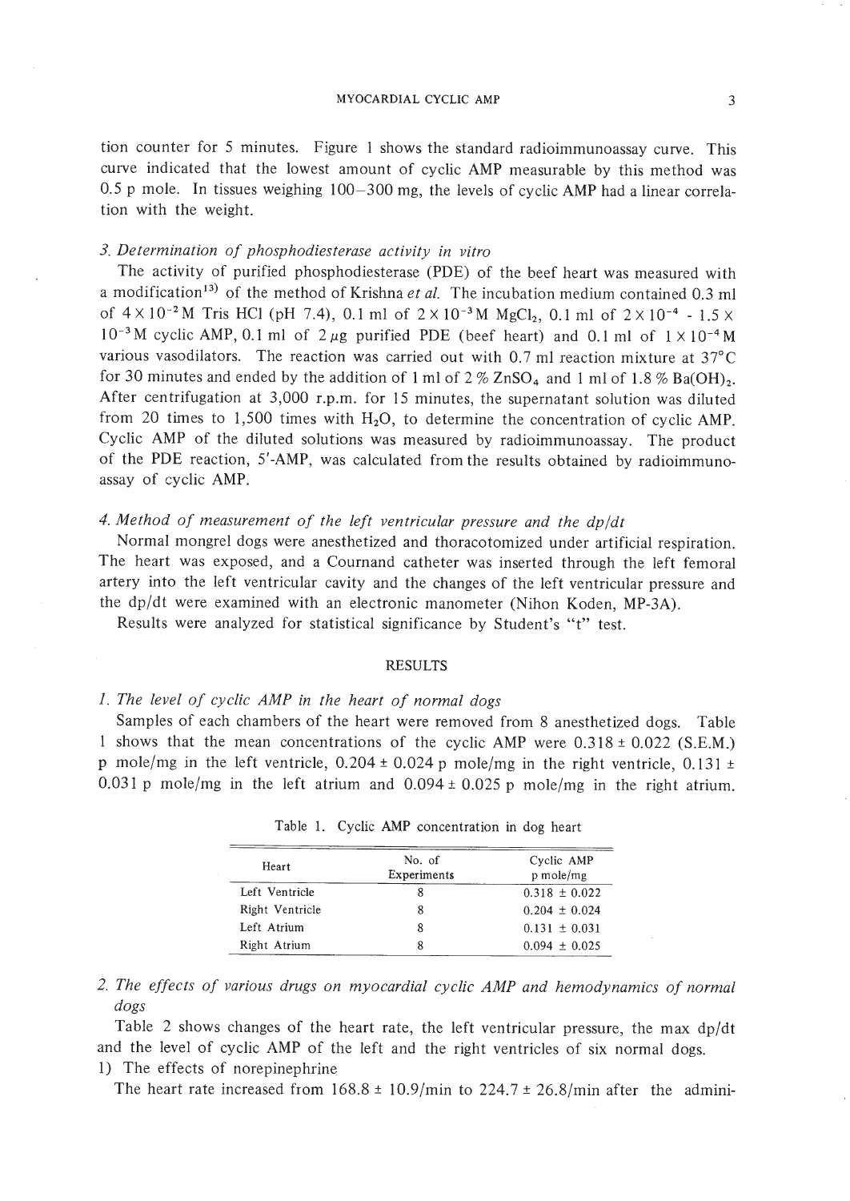tion counter for 5 minutes. Figure 1 shows the standard radioimmunoassay curve. This curve indicated that the lowest amount of cyclic AMP measurable by this method was 0.5 p mole. In tissues weighing 100–300 mg, the levels of cyclic AMP had a linear correlation with the weight.

### *3. Determination of phosphodiesterase activity in vitro*

The activity of purified phosphodiesterase (PDE) of the beef heart was measured with a modification[13] of the method of Krishna *et al.* The incubation medium contained 0.3 ml of $4 \times 10^{-2}$ M Tris HCl (pH 7.4), 0.1 ml of $2 \times 10^{-3}$ M $MgCl_2$, 0.1 ml of $2 \times 10^{-4}$ - $1.5 \times 10^{-3}$ M cyclic AMP, 0.1 ml of 2 $\mu$g purified PDE (beef heart) and 0.1 ml of $1 \times 10^{-4}$ M various vasodilators. The reaction was carried out with 0.7 ml reaction mixture at 37°C for 30 minutes and ended by the addition of 1 ml of 2 % $ZnSO_4$ and 1 ml of 1.8 % $Ba(OH)_2$. After centrifugation at 3,000 r.p.m. for 15 minutes, the supernatant solution was diluted from 20 times to 1,500 times with $H_2O$, to determine the concentration of cyclic AMP. Cyclic AMP of the diluted solutions was measured by radioimmunoassay. The product of the PDE reaction, 5'-AMP, was calculated from the results obtained by radioimmunoassay of cyclic AMP.

### *4. Method of measurement of the left ventricular pressure and the dp/dt*

Normal mongrel dogs were anesthetized and thoracotomized under artificial respiration. The heart was exposed, and a Cournand catheter was inserted through the left femoral artery into the left ventricular cavity and the changes of the left ventricular pressure and the dp/dt were examined with an electronic manometer (Nihon Koden, MP-3A).

Results were analyzed for statistical significance by Student's "t" test.

## RESULTS

### *1. The level of cyclic AMP in the heart of normal dogs*

Samples of each chambers of the heart were removed from 8 anesthetized dogs. Table 1 shows that the mean concentrations of the cyclic AMP were 0.318 ± 0.022 (S.E.M.) p mole/mg in the left ventricle, 0.204 ± 0.024 p mole/mg in the right ventricle, 0.131 ± 0.031 p mole/mg in the left atrium and 0.094 ± 0.025 p mole/mg in the right atrium.

Table 1. Cyclic AMP concentration in dog heart

| Heart | No. of Experiments | Cyclic AMP p mole/mg |
|---|---|---|
| Left Ventricle | 8 | 0.318 ± 0.022 |
| Right Ventricle | 8 | 0.204 ± 0.024 |
| Left Atrium | 8 | 0.131 ± 0.031 |
| Right Atrium | 8 | 0.094 ± 0.025 |

### *2. The effects of various drugs on myocardial cyclic AMP and hemodynamics of normal dogs*

Table 2 shows changes of the heart rate, the left ventricular pressure, the max dp/dt and the level of cyclic AMP of the left and the right ventricles of six normal dogs.

1) The effects of norepinephrine

The heart rate increased from 168.8 ± 10.9/min to 224.7 ± 26.8/min after the admini-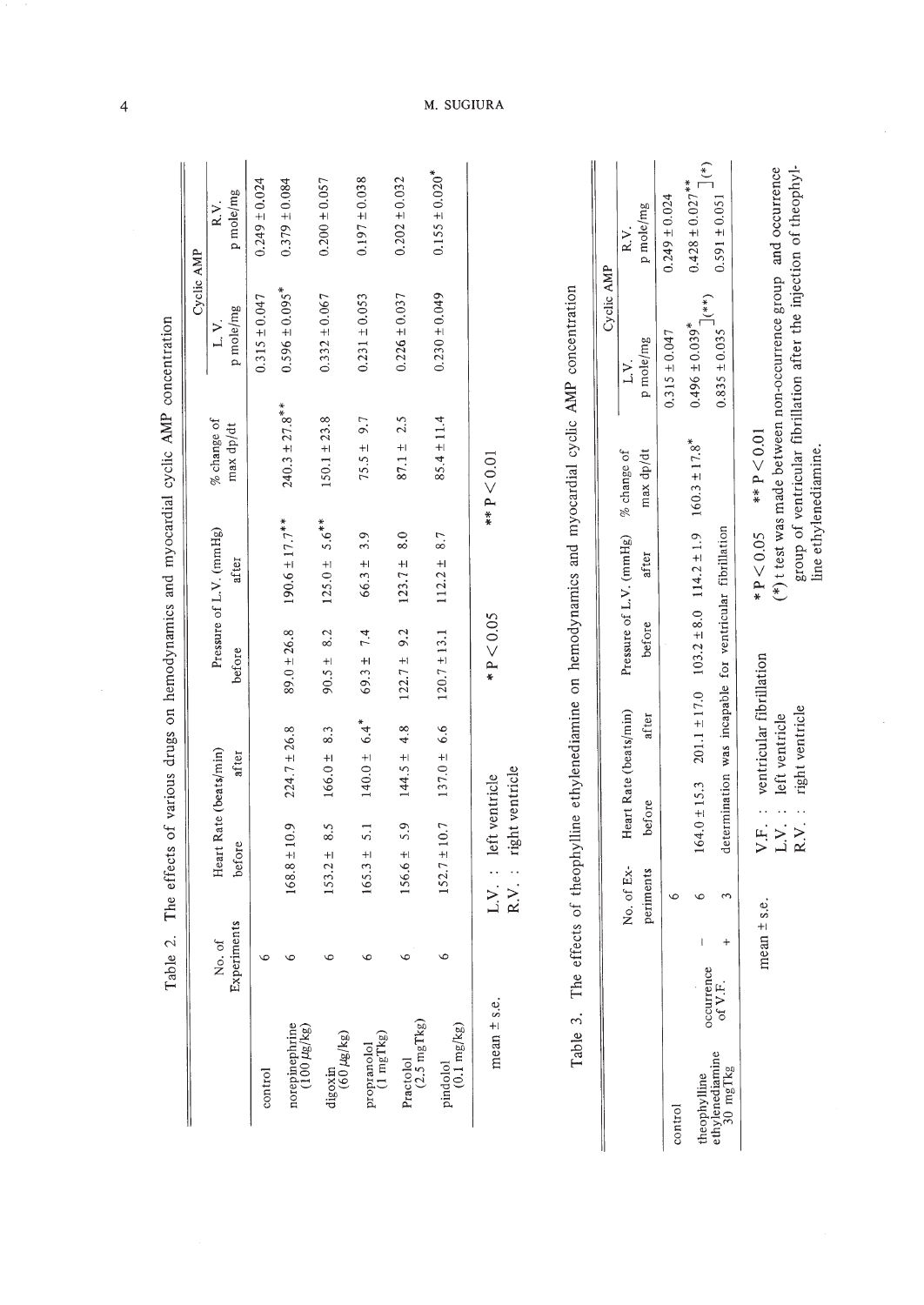Table 2. The effects of various drugs on hemodynamics and myocardial cyclic AMP concentration

| | No. of Experiments | Heart Rate (beats/min) | | Pressure of L.V. (mmHg) | | % change of max dp/dt | Cyclic AMP | |
|---|---|---|---|---|---|---|---|---|
| | | before | after | before | after | | L.V. p mole/mg | R.V. p mole/mg |
| control | 6 | | | | | | 0.315 ± 0.047 | 0.249 ± 0.024 |
| norepinephrine (100 μg/kg) | 6 | 168.8 ± 10.9 | 224.7 ± 26.8 | 89.0 ± 26.8 | 190.6 ± 17.7** | 240.3 ± 27.8** | 0.596 ± 0.095* | 0.379 ± 0.084 |
| digoxin (60 μg/kg) | 6 | 153.2 ± 8.5 | 166.0 ± 8.3 | 90.5 ± 8.2 | 125.0 ± 5.6** | 150.1 ± 23.8 | 0.332 ± 0.067 | 0.200 ± 0.057 |
| propranolol (1 mg/kg) | 6 | 165.3 ± 5.1 | 140.0 ± 6.4* | 69.3 ± 7.4 | 66.3 ± 3.9 | 75.5 ± 9.7 | 0.231 ± 0.053 | 0.197 ± 0.038 |
| Practolol (2.5 mg/kg) | 6 | 156.6 ± 5.9 | 144.5 ± 4.8 | 122.7 ± 9.2 | 123.7 ± 8.0 | 87.1 ± 2.5 | 0.226 ± 0.037 | 0.202 ± 0.032 |
| pindolol (0.1 mg/kg) | 6 | 152.7 ± 10.7 | 137.0 ± 6.6 | 120.7 ± 13.1 | 112.2 ± 8.7 | 85.4 ± 11.4 | 0.230 ± 0.049 | 0.155 ± 0.020* |

mean ± s.e. L.V. : left ventricle R.V. : right ventricle * P < 0.05 ** P < 0.01

Table 3. The effects of theophylline ethylenediamine on hemodynamics and myocardial cyclic AMP concentration

| | | No. of Experiments | Heart Rate (beats/min) | | Pressure of L.V. (mmHg) | | % change of max dp/dt | Cyclic AMP | |
|---|---|---|---|---|---|---|---|---|---|
| | | | before | after | before | after | | L.V. p mole/mg | R.V. p mole/mg |
| control | | 6 | | | | | | 0.315 ± 0.047 | 0.249 ± 0.024 |
| theophylline ethylenediamine 30 mg/kg | occurrence of V.F. − | 6 | 164.0 ± 15.3 | 201.1 ± 17.0 | 103.2 ± 8.0 | 114.2 ± 1.9 | 160.3 ± 17.8* | 0.496 ± 0.039* ](**) | 0.428 ± 0.027** ](*) |
| | occurrence of V.F. + | 3 | determination was incapable for ventricular fibrillation | | | | | 0.835 ± 0.035 | 0.591 ± 0.051 |

mean ± s.e.

V.F. : ventricular fibrillation
L.V. : left ventricle
R.V. : right ventricle

* P < 0.05 ** P < 0.01

(*) t test was made between non-occurrence group and occurrence group of ventricular fibrillation after the injection of theophylline ethylenediamine.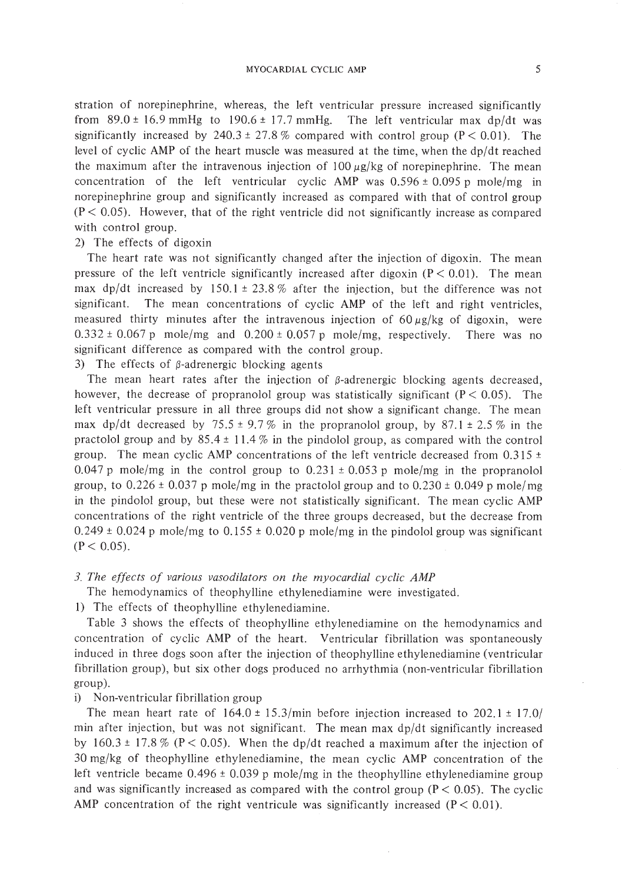stration of norepinephrine, whereas, the left ventricular pressure increased significantly from 89.0 ± 16.9 mmHg to 190.6 ± 17.7 mmHg. The left ventricular max dp/dt was significantly increased by 240.3 ± 27.8 % compared with control group ($P < 0.01$). The level of cyclic AMP of the heart muscle was measured at the time, when the dp/dt reached the maximum after the intravenous injection of 100 μg/kg of norepinephrine. The mean concentration of the left ventricular cyclic AMP was 0.596 ± 0.095 p mole/mg in norepinephrine group and significantly increased as compared with that of control group ($P < 0.05$). However, that of the right ventricle did not significantly increase as compared with control group.

2) The effects of digoxin

The heart rate was not significantly changed after the injection of digoxin. The mean pressure of the left ventricle significantly increased after digoxin ($P < 0.01$). The mean max dp/dt increased by 150.1 ± 23.8 % after the injection, but the difference was not significant. The mean concentrations of cyclic AMP of the left and right ventricles, measured thirty minutes after the intravenous injection of 60 μg/kg of digoxin, were 0.332 ± 0.067 p mole/mg and 0.200 ± 0.057 p mole/mg, respectively. There was no significant difference as compared with the control group.

3) The effects of β-adrenergic blocking agents

The mean heart rates after the injection of β-adrenergic blocking agents decreased, however, the decrease of propranolol group was statistically significant ($P < 0.05$). The left ventricular pressure in all three groups did not show a significant change. The mean max dp/dt decreased by 75.5 ± 9.7 % in the propranolol group, by 87.1 ± 2.5 % in the practolol group and by 85.4 ± 11.4 % in the pindolol group, as compared with the control group. The mean cyclic AMP concentrations of the left ventricle decreased from 0.315 ± 0.047 p mole/mg in the control group to 0.231 ± 0.053 p mole/mg in the propranolol group, to 0.226 ± 0.037 p mole/mg in the practolol group and to 0.230 ± 0.049 p mole/mg in the pindolol group, but these were not statistically significant. The mean cyclic AMP concentrations of the right ventricle of the three groups decreased, but the decrease from 0.249 ± 0.024 p mole/mg to 0.155 ± 0.020 p mole/mg in the pindolol group was significant ($P < 0.05$).

### *3. The effects of various vasodilators on the myocardial cyclic AMP*

The hemodynamics of theophylline ethylenediamine were investigated.

1) The effects of theophylline ethylenediamine.

Table 3 shows the effects of theophylline ethylenediamine on the hemodynamics and concentration of cyclic AMP of the heart. Ventricular fibrillation was spontaneously induced in three dogs soon after the injection of theophylline ethylenediamine (ventricular fibrillation group), but six other dogs produced no arrhythmia (non-ventricular fibrillation group).

i) Non-ventricular fibrillation group

The mean heart rate of 164.0 ± 15.3/min before injection increased to 202.1 ± 17.0/min after injection, but was not significant. The mean max dp/dt significantly increased by 160.3 ± 17.8 % ($P < 0.05$). When the dp/dt reached a maximum after the injection of 30 mg/kg of theophylline ethylenediamine, the mean cyclic AMP concentration of the left ventricle became 0.496 ± 0.039 p mole/mg in the theophylline ethylenediamine group and was significantly increased as compared with the control group ($P < 0.05$). The cyclic AMP concentration of the right ventricule was significantly increased ($P < 0.01$).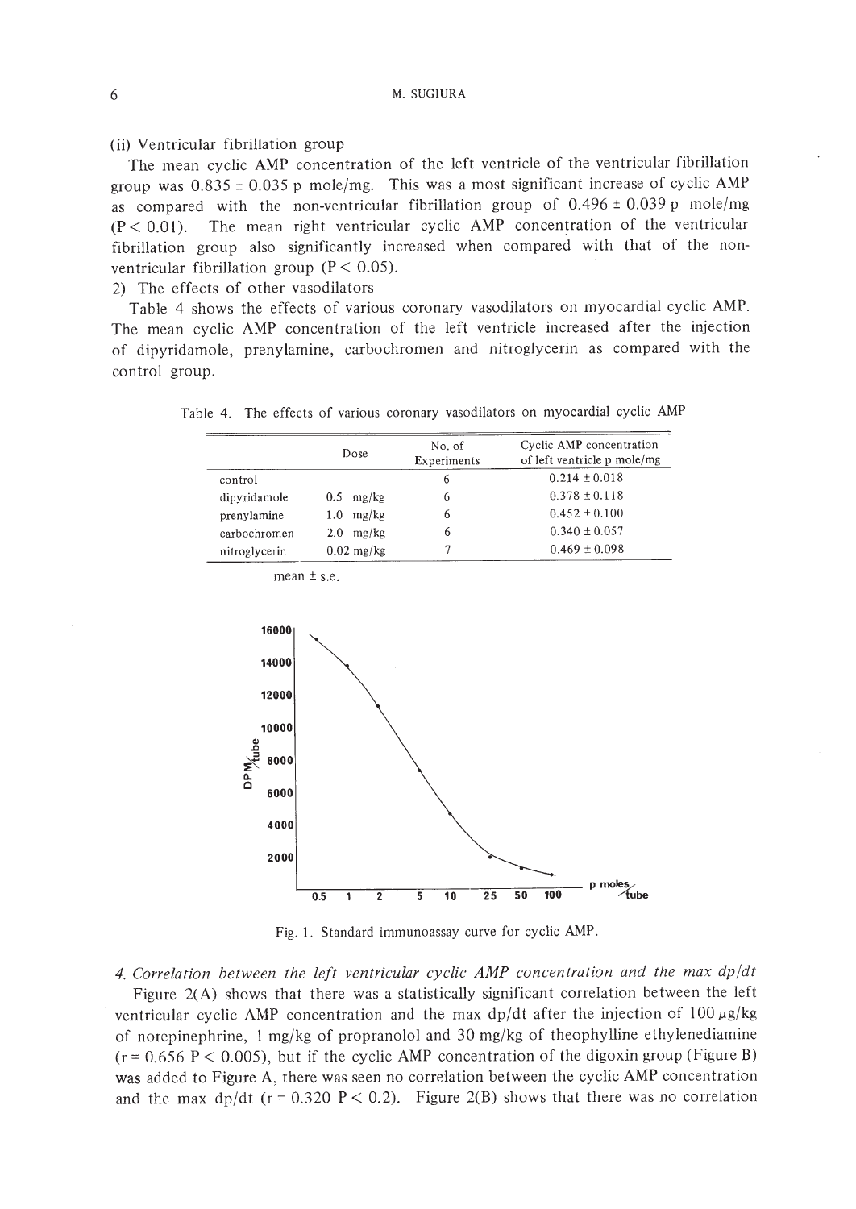(ii) Ventricular fibrillation group

The mean cyclic AMP concentration of the left ventricle of the ventricular fibrillation group was 0.835 ± 0.035 p mole/mg. This was a most significant increase of cyclic AMP as compared with the non-ventricular fibrillation group of 0.496 ± 0.039 p mole/mg ($P < 0.01$). The mean right ventricular cyclic AMP concentration of the ventricular fibrillation group also significantly increased when compared with that of the non-ventricular fibrillation group ($P < 0.05$).

2) The effects of other vasodilators

Table 4 shows the effects of various coronary vasodilators on myocardial cyclic AMP. The mean cyclic AMP concentration of the left ventricle increased after the injection of dipyridamole, prenylamine, carbochromen and nitroglycerin as compared with the control group.

Table 4. The effects of various coronary vasodilators on myocardial cyclic AMP

| | Dose | No. of Experiments | Cyclic AMP concentration of left ventricle p mole/mg |
|---|---|---|---|
| control | | 6 | 0.214 ± 0.018 |
| dipyridamole | 0.5 mg/kg | 6 | 0.378 ± 0.118 |
| prenylamine | 1.0 mg/kg | 6 | 0.452 ± 0.100 |
| carbochromen | 2.0 mg/kg | 6 | 0.340 ± 0.057 |
| nitroglycerin | 0.02 mg/kg | 7 | 0.469 ± 0.098 |

mean ± s.e.

Fig. 1. Standard immunoassay curve for cyclic AMP.

*4. Correlation between the left ventricular cyclic AMP concentration and the max dp/dt*

Figure 2(A) shows that there was a statistically significant correlation between the left ventricular cyclic AMP concentration and the max dp/dt after the injection of 100 μg/kg of norepinephrine, 1 mg/kg of propranolol and 30 mg/kg of theophylline ethylenediamine ($r = 0.656$ $P < 0.005$), but if the cyclic AMP concentration of the digoxin group (Figure B) was added to Figure A, there was seen no correlation between the cyclic AMP concentration and the max dp/dt ($r = 0.320$ $P < 0.2$). Figure 2(B) shows that there was no correlation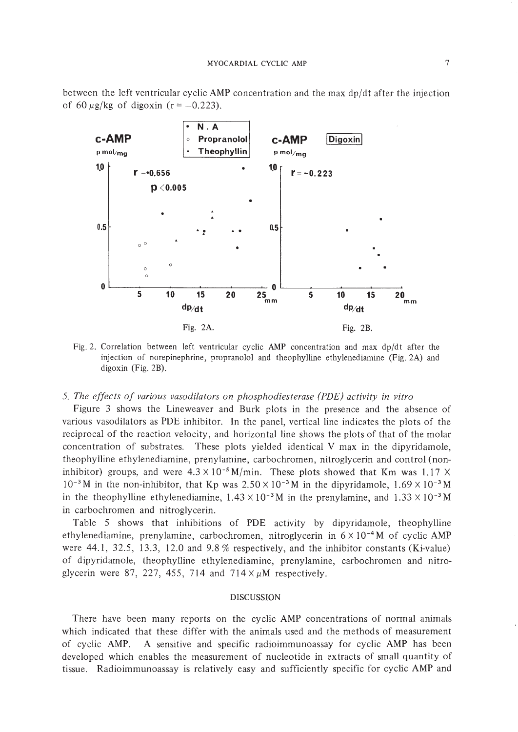between the left ventricular cyclic AMP concentration and the max dp/dt after the injection of 60 $\mu$g/kg of digoxin ($r = -0.223$).

Fig. 2A.

Fig. 2B.

Fig. 2. Correlation between left ventricular cyclic AMP concentration and max dp/dt after the injection of norepinephrine, propranolol and theophylline ethylenediamine (Fig. 2A) and digoxin (Fig. 2B).

*5. The effects of various vasodilators on phosphodiesterase (PDE) activity in vitro*

Figure 3 shows the Lineweaver and Burk plots in the presence and the absence of various vasodilators as PDE inhibitor. In the panel, vertical line indicates the plots of the reciprocal of the reaction velocity, and horizontal line shows the plots of that of the molar concentration of substrates. These plots yielded identical V max in the dipyridamole, theophylline ethylenediamine, prenylamine, carbochromen, nitroglycerin and control (non-inhibitor) groups, and were $4.3 \times 10^{-5}$ M/min. These plots showed that Km was $1.17 \times 10^{-3}$ M in the non-inhibitor, that Kp was $2.50 \times 10^{-3}$ M in the dipyridamole, $1.69 \times 10^{-3}$ M in the theophylline ethylenediamine, $1.43 \times 10^{-3}$ M in the prenylamine, and $1.33 \times 10^{-3}$ M in carbochromen and nitroglycerin.

Table 5 shows that inhibitions of PDE activity by dipyridamole, theophylline ethylenediamine, prenylamine, carbochromen, nitroglycerin in $6 \times 10^{-4}$ M of cyclic AMP were 44.1, 32.5, 13.3, 12.0 and 9.8 % respectively, and the inhibitor constants (Ki-value) of dipyridamole, theophylline ethylenediamine, prenylamine, carbochromen and nitroglycerin were 87, 227, 455, 714 and $714 \times \mu$M respectively.

## DISCUSSION

There have been many reports on the cyclic AMP concentrations of normal animals which indicated that these differ with the animals used and the methods of measurement of cyclic AMP. A sensitive and specific radioimmunoassay for cyclic AMP has been developed which enables the measurement of nucleotide in extracts of small quantity of tissue. Radioimmunoassay is relatively easy and sufficiently specific for cyclic AMP and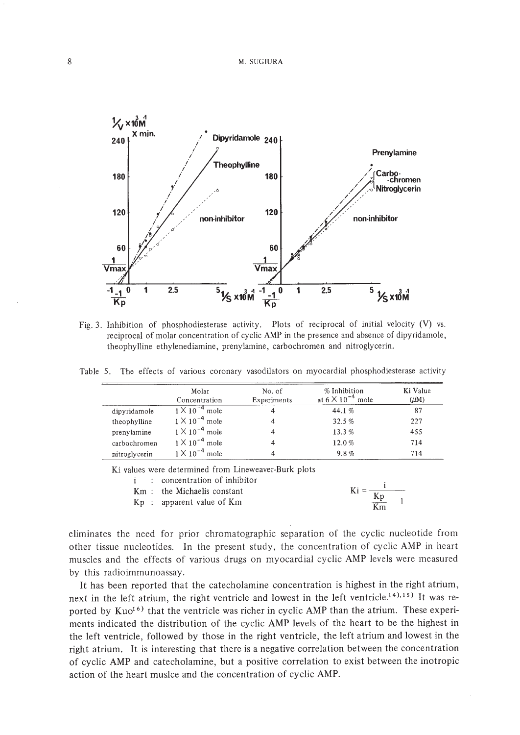Fig. 3. Inhibition of phosphodiesterase activity. Plots of reciprocal of initial velocity (V) vs. reciprocal of molar concentration of cyclic AMP in the presence and absence of dipyridamole, theophylline ethylenediamine, prenylamine, carbochromen and nitroglycerin.

Table 5. The effects of various coronary vasodilators on myocardial phosphodiesterase activity

| | Molar Concentration | No. of Experiments | % Inhibition at $6 \times 10^{-4}$ mole | Ki Value ($\mu$M) |
|---|---|---|---|---|
| dipyridamole | $1 \times 10^{-4}$ mole | 4 | 44.1 % | 87 |
| theophylline | $1 \times 10^{-4}$ mole | 4 | 32.5 % | 227 |
| prenylamine | $1 \times 10^{-4}$ mole | 4 | 13.3 % | 455 |
| carbochromen | $1 \times 10^{-4}$ mole | 4 | 12.0 % | 714 |
| nitroglycerin | $1 \times 10^{-4}$ mole | 4 | 9.8 % | 714 |

Ki values were determined from Lineweaver-Burk plots

i : concentration of inhibitor

Km : the Michaelis constant

Kp : apparent value of Km

$$Ki = \frac{i}{\frac{Kp}{Km} - 1}$$

eliminates the need for prior chromatographic separation of the cyclic nucleotide from other tissue nucleotides. In the present study, the concentration of cyclic AMP in heart muscles and the effects of various drugs on myocardial cyclic AMP levels were measured by this radioimmunoassay.

It has been reported that the catecholamine concentration is highest in the right atrium, next in the left atrium, the right ventricle and lowest in the left ventricle.[14),15)] It was reported by Kuo[16)] that the ventricle was richer in cyclic AMP than the atrium. These experiments indicated the distribution of the cyclic AMP levels of the heart to be the highest in the left ventricle, followed by those in the right ventricle, the left atrium and lowest in the right atrium. It is interesting that there is a negative correlation between the concentration of cyclic AMP and catecholamine, but a positive correlation to exist between the inotropic action of the heart muslce and the concentration of cyclic AMP.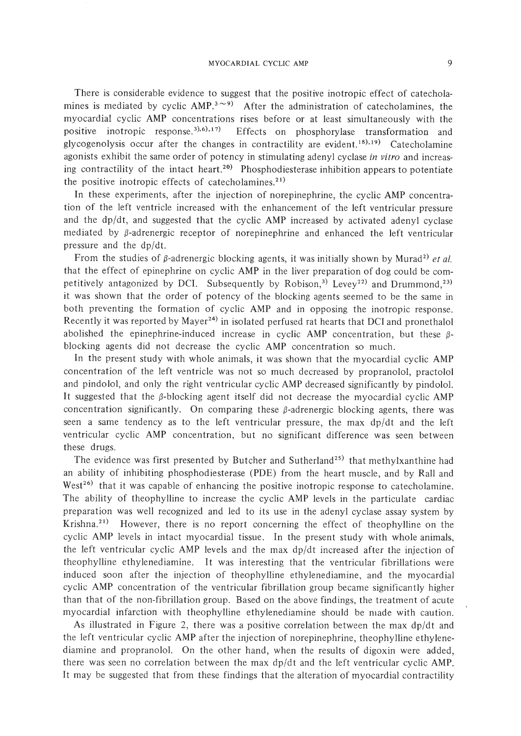There is considerable evidence to suggest that the positive inotropic effect of catecholamines is mediated by cyclic AMP.[3~9] After the administration of catecholamines, the myocardial cyclic AMP concentrations rises before or at least simultaneously with the positive inotropic response.[3),6),17] Effects on phosphorylase transformation and glycogenolysis occur after the changes in contractility are evident.[18),19] Catecholamine agonists exhibit the same order of potency in stimulating adenyl cyclase *in vitro* and increasing contractility of the intact heart.[20] Phosphodiesterase inhibition appears to potentiate the positive inotropic effects of catecholamines.[21]

In these experiments, after the injection of norepinephrine, the cyclic AMP concentration of the left ventricle increased with the enhancement of the left ventricular pressure and the dp/dt, and suggested that the cyclic AMP increased by activated adenyl cyclase mediated by $\beta$-adrenergic receptor of norepinephrine and enhanced the left ventricular pressure and the dp/dt.

From the studies of $\beta$-adrenergic blocking agents, it was initially shown by Murad[2] *et al.* that the effect of epinephrine on cyclic AMP in the liver preparation of dog could be competitively antagonized by DCI. Subsequently by Robison,[3] Levey[22] and Drummond,[23] it was shown that the order of potency of the blocking agents seemed to be the same in both preventing the formation of cyclic AMP and in opposing the inotropic response. Recently it was reported by Mayer[24] in isolated perfused rat hearts that DCI and pronethalol abolished the epinephrine-induced increase in cyclic AMP concentration, but these $\beta$-blocking agents did not decrease the cyclic AMP concentration so much.

In the present study with whole animals, it was shown that the myocardial cyclic AMP concentration of the left ventricle was not so much decreased by propranolol, practolol and pindolol, and only the right ventricular cyclic AMP decreased significantly by pindolol. It suggested that the $\beta$-blocking agent itself did not decrease the myocardial cyclic AMP concentration significantly. On comparing these $\beta$-adrenergic blocking agents, there was seen a same tendency as to the left ventricular pressure, the max dp/dt and the left ventricular cyclic AMP concentration, but no significant difference was seen between these drugs.

The evidence was first presented by Butcher and Sutherland[25] that methylxanthine had an ability of inhibiting phosphodiesterase (PDE) from the heart muscle, and by Rall and West[26] that it was capable of enhancing the positive inotropic response to catecholamine. The ability of theophylline to increase the cyclic AMP levels in the particulate cardiac preparation was well recognized and led to its use in the adenyl cyclase assay system by Krishna.[21] However, there is no report concerning the effect of theophylline on the cyclic AMP levels in intact myocardial tissue. In the present study with whole animals, the left ventricular cyclic AMP levels and the max dp/dt increased after the injection of theophylline ethylenediamine. It was interesting that the ventricular fibrillations were induced soon after the injection of theophylline ethylenediamine, and the myocardial cyclic AMP concentration of the ventricular fibrillation group became significantly higher than that of the non-fibrillation group. Based on the above findings, the treatment of acute myocardial infarction with theophylline ethylenediamine should be made with caution.

As illustrated in Figure 2, there was a positive correlation between the max dp/dt and the left ventricular cyclic AMP after the injection of norepinephrine, theophylline ethylenediamine and propranolol. On the other hand, when the results of digoxin were added, there was seen no correlation between the max dp/dt and the left ventricular cyclic AMP. It may be suggested that from these findings that the alteration of myocardial contractility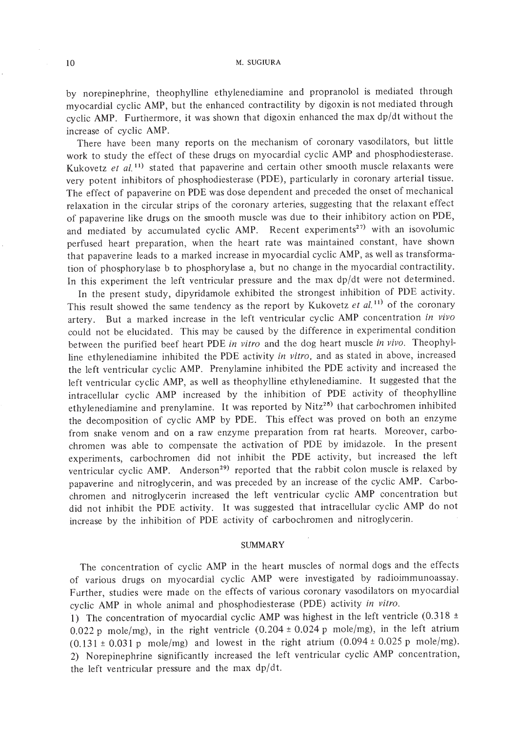by norepinephrine, theophylline ethylenediamine and propranolol is mediated through myocardial cyclic AMP, but the enhanced contractility by digoxin is not mediated through cyclic AMP. Furthermore, it was shown that digoxin enhanced the max dp/dt without the increase of cyclic AMP.

There have been many reports on the mechanism of coronary vasodilators, but little work to study the effect of these drugs on myocardial cyclic AMP and phosphodiesterase. Kukovetz *et al.*[11] stated that papaverine and certain other smooth muscle relaxants were very potent inhibitors of phosphodiesterase (PDE), particularly in coronary arterial tissue. The effect of papaverine on PDE was dose dependent and preceded the onset of mechanical relaxation in the circular strips of the coronary arteries, suggesting that the relaxant effect of papaverine like drugs on the smooth muscle was due to their inhibitory action on PDE, and mediated by accumulated cyclic AMP. Recent experiments[27] with an isovolumic perfused heart preparation, when the heart rate was maintained constant, have shown that papaverine leads to a marked increase in myocardial cyclic AMP, as well as transformation of phosphorylase b to phosphorylase a, but no change in the myocardial contractility. In this experiment the left ventricular pressure and the max dp/dt were not determined.

In the present study, dipyridamole exhibited the strongest inhibition of PDE activity. This result showed the same tendency as the report by Kukovetz *et al.*[11] of the coronary artery. But a marked increase in the left ventricular cyclic AMP concentration *in vivo* could not be elucidated. This may be caused by the difference in experimental condition between the purified beef heart PDE *in vitro* and the dog heart muscle *in vivo*. Theophylline ethylenediamine inhibited the PDE activity *in vitro*, and as stated in above, increased the left ventricular cyclic AMP. Prenylamine inhibited the PDE activity and increased the left ventricular cyclic AMP, as well as theophylline ethylenediamine. It suggested that the intracellular cyclic AMP increased by the inhibition of PDE activity of theophylline ethylenediamine and prenylamine. It was reported by Nitz[28] that carbochromen inhibited the decomposition of cyclic AMP by PDE. This effect was proved on both an enzyme from snake venom and on a raw enzyme preparation from rat hearts. Moreover, carbochromen was able to compensate the activation of PDE by imidazole. In the present experiments, carbochromen did not inhibit the PDE activity, but increased the left ventricular cyclic AMP. Anderson[29] reported that the rabbit colon muscle is relaxed by papaverine and nitroglycerin, and was preceded by an increase of the cyclic AMP. Carbochromen and nitroglycerin increased the left ventricular cyclic AMP concentration but did not inhibit the PDE activity. It was suggested that intracellular cyclic AMP do not increase by the inhibition of PDE activity of carbochromen and nitroglycerin.

## SUMMARY

The concentration of cyclic AMP in the heart muscles of normal dogs and the effects of various drugs on myocardial cyclic AMP were investigated by radioimmunoassay. Further, studies were made on the effects of various coronary vasodilators on myocardial cyclic AMP in whole animal and phosphodiesterase (PDE) activity *in vitro*.

1) The concentration of myocardial cyclic AMP was highest in the left ventricle ($0.318 \pm 0.022$ p mole/mg), in the right ventricle ($0.204 \pm 0.024$ p mole/mg), in the left atrium ($0.131 \pm 0.031$ p mole/mg) and lowest in the right atrium ($0.094 \pm 0.025$ p mole/mg).

2) Norepinephrine significantly increased the left ventricular cyclic AMP concentration, the left ventricular pressure and the max dp/dt.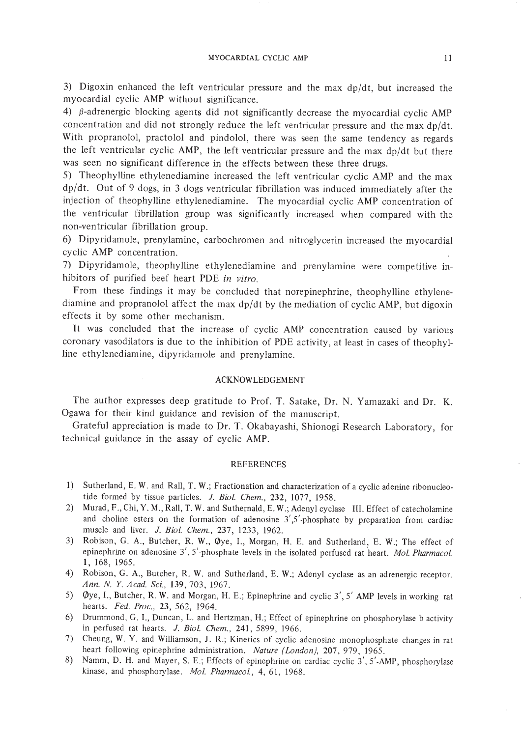3) Digoxin enhanced the left ventricular pressure and the max dp/dt, but increased the myocardial cyclic AMP without significance.

4) β-adrenergic blocking agents did not significantly decrease the myocardial cyclic AMP concentration and did not strongly reduce the left ventricular pressure and the max dp/dt. With propranolol, practolol and pindolol, there was seen the same tendency as regards the left ventricular cyclic AMP, the left ventricular pressure and the max dp/dt but there was seen no significant difference in the effects between these three drugs.

5) Theophylline ethylenediamine increased the left ventricular cyclic AMP and the max dp/dt. Out of 9 dogs, in 3 dogs ventricular fibrillation was induced immediately after the injection of theophylline ethylenediamine. The myocardial cyclic AMP concentration of the ventricular fibrillation group was significantly increased when compared with the non-ventricular fibrillation group.

6) Dipyridamole, prenylamine, carbochromen and nitroglycerin increased the myocardial cyclic AMP concentration.

7) Dipyridamole, theophylline ethylenediamine and prenylamine were competitive inhibitors of purified beef heart PDE *in vitro*.

From these findings it may be concluded that norepinephrine, theophylline ethylenediamine and propranolol affect the max dp/dt by the mediation of cyclic AMP, but digoxin effects it by some other mechanism.

It was concluded that the increase of cyclic AMP concentration caused by various coronary vasodilators is due to the inhibition of PDE activity, at least in cases of theophylline ethylenediamine, dipyridamole and prenylamine.

## ACKNOWLEDGEMENT

The author expresses deep gratitude to Prof. T. Satake, Dr. N. Yamazaki and Dr. K. Ogawa for their kind guidance and revision of the manuscript.

Grateful appreciation is made to Dr. T. Okabayashi, Shionogi Research Laboratory, for technical guidance in the assay of cyclic AMP.

## REFERENCES

1) Sutherland, E. W. and Rall, T. W.; Fractionation and characterization of a cyclic adenine ribonucleotide formed by tissue particles. *J. Biol. Chem.*, **232**, 1077, 1958.
2) Murad, F., Chi, Y. M., Rall, T. W. and Suthernald, E. W.; Adenyl cyclase III. Effect of catecholamine and choline esters on the formation of adenosine 3′,5′-phosphate by preparation from cardiac muscle and liver. *J. Biol. Chem.*, **237**, 1233, 1962.
3) Robison, G. A., Butcher, R. W., Øye, I., Morgan, H. E. and Sutherland, E. W.; The effect of epinephrine on adenosine 3′, 5′-phosphate levels in the isolated perfused rat heart. *Mol. Pharmacol.* **1**, 168, 1965.
4) Robison, G. A., Butcher, R. W. and Sutherland, E. W.; Adenyl cyclase as an adrenergic receptor. *Ann. N. Y. Acad. Sci.*, **139**, 703, 1967.
5) Øye, I., Butcher, R. W. and Morgan, H. E.; Epinephrine and cyclic 3′, 5′ AMP levels in working rat hearts. *Fed. Proc.*, **23**, 562, 1964.
6) Drummond, G. I., Duncan, L. and Hertzman, H.; Effect of epinephrine on phosphorylase b activity in perfused rat hearts. *J. Biol. Chem.*, **241**, 5899, 1966.
7) Cheung, W. Y. and Williamson, J. R.; Kinetics of cyclic adenosine monophosphate changes in rat heart following epinephrine administration. *Nature (London)*, **207**, 979, 1965.
8) Namm, D. H. and Mayer, S. E.; Effects of epinephrine on cardiac cyclic 3′, 5′-AMP, phosphorylase kinase, and phosphorylase. *Mol. Pharmacol.*, **4**, 61, 1968.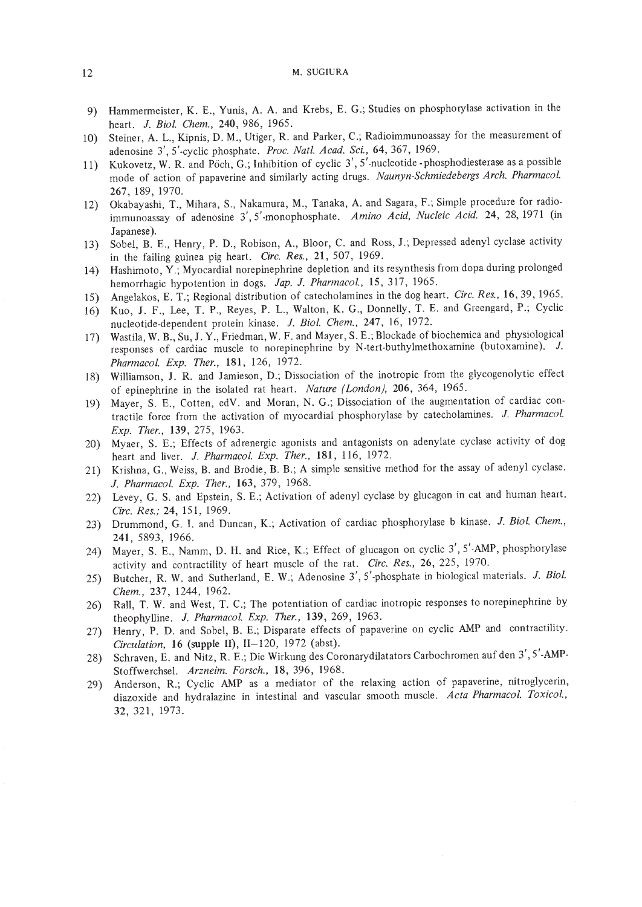9) Hammermeister, K. E., Yunis, A. A. and Krebs, E. G.; Studies on phosphorylase activation in the heart. *J. Biol. Chem.*, **240**, 986, 1965.

10) Steiner, A. L., Kipnis, D. M., Utiger, R. and Parker, C.; Radioimmunoassay for the measurement of adenosine 3′, 5′-cyclic phosphate. *Proc. Natl. Acad. Sci.*, **64**, 367, 1969.

11) Kukovetz, W. R. and Pöch, G.; Inhibition of cyclic 3′, 5′-nucleotide-phosphodiesterase as a possible mode of action of papaverine and similarly acting drugs. *Naunyn-Schmiedebergs Arch. Pharmacol.* **267**, 189, 1970.

12) Okabayashi, T., Mihara, S., Nakamura, M., Tanaka, A. and Sagara, F.; Simple procedure for radioimmunoassay of adenosine 3′, 5′-monophosphate. *Amino Acid, Nucleic Acid.* **24**, 28, 1971 (in Japanese).

13) Sobel, B. E., Henry, P. D., Robison, A., Bloor, C. and Ross, J.; Depressed adenyl cyclase activity in the failing guinea pig heart. *Circ. Res.*, **21**, 507, 1969.

14) Hashimoto, Y.; Myocardial norepinephrine depletion and its resynthesis from dopa during prolonged hemorrhagic hypotention in dogs. *Jap. J. Pharmacol.*, **15**, 317, 1965.

15) Angelakos, E. T.; Regional distribution of catecholamines in the dog heart. *Circ. Res.*, **16**, 39, 1965.

16) Kuo, J. F., Lee, T. P., Reyes, P. L., Walton, K. G., Donnelly, T. E. and Greengard, P.; Cyclic nucleotide-dependent protein kinase. *J. Biol. Chem.*, **247**, 16, 1972.

17) Wastila, W. B., Su, J. Y., Friedman, W. F. and Mayer, S. E.; Blockade of biochemica and physiological responses of cardiac muscle to norepinephrine by N-tert-buthylmethoxamine (butoxamine). *J. Pharmacol. Exp. Ther.*, **181**, 126, 1972.

18) Williamson, J. R. and Jamieson, D.; Dissociation of the inotropic from the glycogenolytic effect of epinephrine in the isolated rat heart. *Nature (London)*, **206**, 364, 1965.

19) Mayer, S. E., Cotten, edV. and Moran, N. G.; Dissociation of the augmentation of cardiac contractile force from the activation of myocardial phosphorylase by catecholamines. *J. Pharmacol. Exp. Ther.*, **139**, 275, 1963.

20) Myaer, S. E.; Effects of adrenergic agonists and antagonists on adenylate cyclase activity of dog heart and liver. *J. Pharmacol. Exp. Ther.*, **181**, 116, 1972.

21) Krishna, G., Weiss, B. and Brodie, B. B.; A simple sensitive method for the assay of adenyl cyclase. *J. Pharmacol. Exp. Ther.*, **163**, 379, 1968.

22) Levey, G. S. and Epstein, S. E.; Activation of adenyl cyclase by glucagon in cat and human heart. *Circ. Res.*; **24**, 151, 1969.

23) Drummond, G. I. and Duncan, K.; Activation of cardiac phosphorylase b kinase. *J. Biol. Chem.*, **241**, 5893, 1966.

24) Mayer, S. E., Namm, D. H. and Rice, K.; Effect of glucagon on cyclic 3′, 5′-AMP, phosphorylase activity and contractility of heart muscle of the rat. *Circ. Res.*, **26**, 225, 1970.

25) Butcher, R. W. and Sutherland, E. W.; Adenosine 3′, 5′-phosphate in biological materials. *J. Biol. Chem.*, **237**, 1244, 1962.

26) Rall, T. W. and West, T. C.; The potentiation of cardiac inotropic responses to norepinephrine by theophylline. *J. Pharmacol. Exp. Ther.*, **139**, 269, 1963.

27) Henry, P. D. and Sobel, B. E.; Disparate effects of papaverine on cyclic AMP and contractility. *Circulation*, **16 (supple II)**, II–120, 1972 (abst).

28) Schraven, E. and Nitz, R. E.; Die Wirkung des Coronarydilatators Carbochromen auf den 3′, 5′-AMP-Stoffwerchsel. *Arzneim. Forsch.*, **18**, 396, 1968.

29) Anderson, R.; Cyclic AMP as a mediator of the relaxing action of papaverine, nitroglycerin, diazoxide and hydralazine in intestinal and vascular smooth muscle. *Acta Pharmacol. Toxicol.*, **32**, 321, 1973.